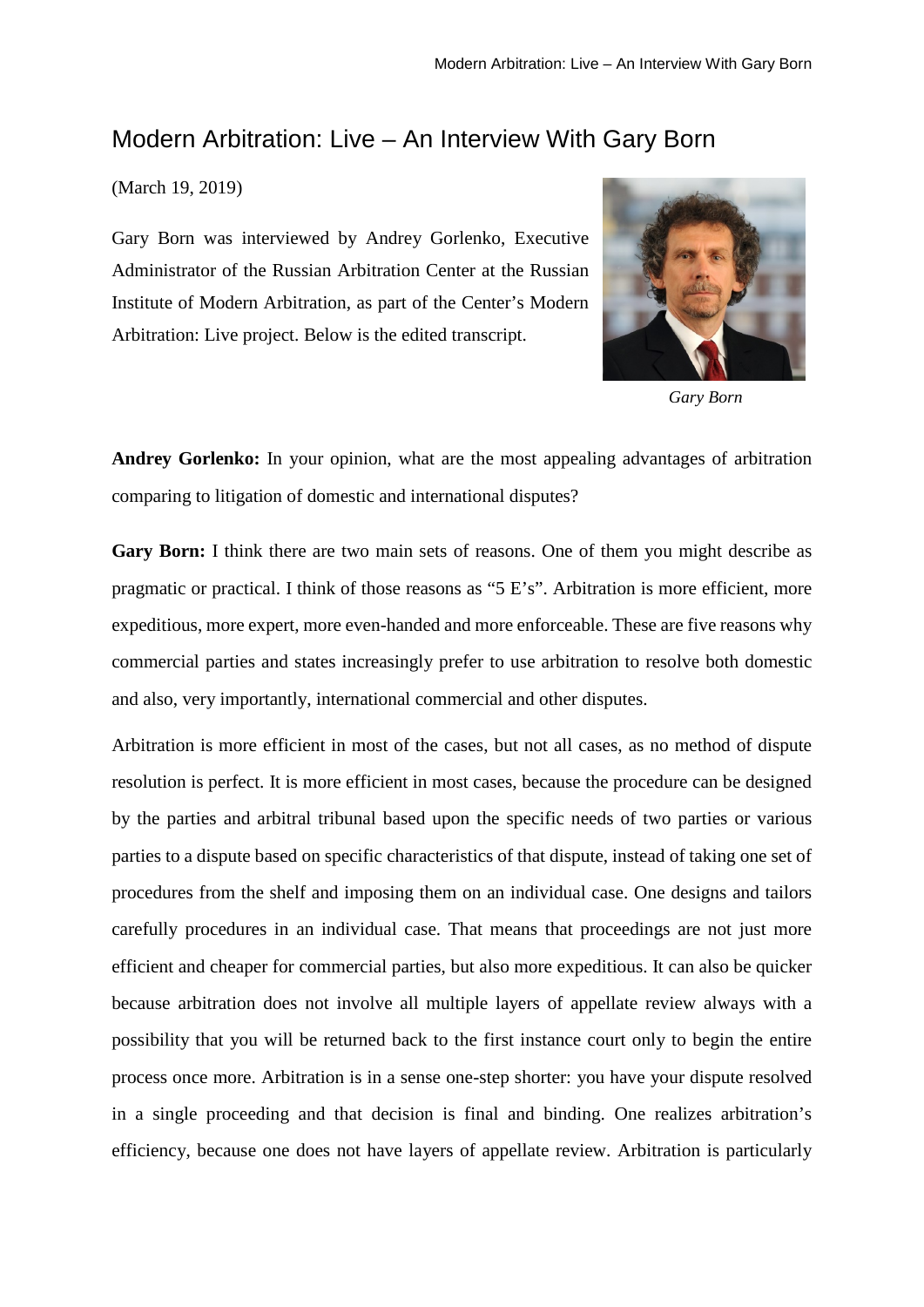# Modern Arbitration: Live – An Interview With Gary Born

(March 19, 2019)

Gary Born was interviewed by Andrey Gorlenko, Executive Administrator of the Russian Arbitration Center at the Russian Institute of Modern Arbitration, as part of the Center's Modern Arbitration: Live project. Below is the edited transcript.

*Gary Born*

**Andrey Gorlenko:** In your opinion, what are the most appealing advantages of arbitration comparing to litigation of domestic and international disputes?

**Gary Born:** I think there are two main sets of reasons. One of them you might describe as pragmatic or practical. I think of those reasons as "5 E's". Arbitration is more efficient, more expeditious, more expert, more even-handed and more enforceable. These are five reasons why commercial parties and states increasingly prefer to use arbitration to resolve both domestic and also, very importantly, international commercial and other disputes.

Arbitration is more efficient in most of the cases, but not all cases, as no method of dispute resolution is perfect. It is more efficient in most cases, because the procedure can be designed by the parties and arbitral tribunal based upon the specific needs of two parties or various parties to a dispute based on specific characteristics of that dispute, instead of taking one set of procedures from the shelf and imposing them on an individual case. One designs and tailors carefully procedures in an individual case. That means that proceedings are not just more efficient and cheaper for commercial parties, but also more expeditious. It can also be quicker because arbitration does not involve all multiple layers of appellate review always with a possibility that you will be returned back to the first instance court only to begin the entire process once more. Arbitration is in a sense one-step shorter: you have your dispute resolved in a single proceeding and that decision is final and binding. One realizes arbitration's efficiency, because one does not have layers of appellate review. Arbitration is particularly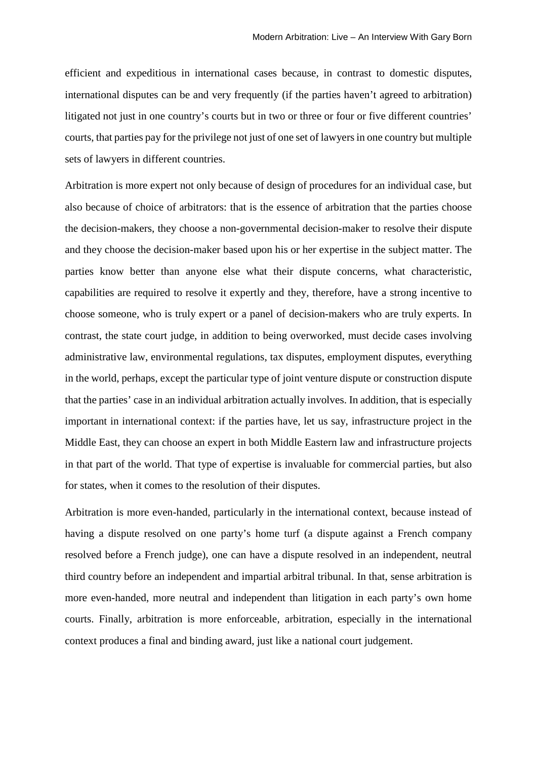efficient and expeditious in international cases because, in contrast to domestic disputes, international disputes can be and very frequently (if the parties haven't agreed to arbitration) litigated not just in one country's courts but in two or three or four or five different countries' courts, that parties pay for the privilege not just of one set of lawyers in one country but multiple sets of lawyers in different countries.

Arbitration is more expert not only because of design of procedures for an individual case, but also because of choice of arbitrators: that is the essence of arbitration that the parties choose the decision-makers, they choose a non-governmental decision-maker to resolve their dispute and they choose the decision-maker based upon his or her expertise in the subject matter. The parties know better than anyone else what their dispute concerns, what characteristic, capabilities are required to resolve it expertly and they, therefore, have a strong incentive to choose someone, who is truly expert or a panel of decision-makers who are truly experts. In contrast, the state court judge, in addition to being overworked, must decide cases involving administrative law, environmental regulations, tax disputes, employment disputes, everything in the world, perhaps, except the particular type of joint venture dispute or construction dispute that the parties' case in an individual arbitration actually involves. In addition, that is especially important in international context: if the parties have, let us say, infrastructure project in the Middle East, they can choose an expert in both Middle Eastern law and infrastructure projects in that part of the world. That type of expertise is invaluable for commercial parties, but also for states, when it comes to the resolution of their disputes.

Arbitration is more even-handed, particularly in the international context, because instead of having a dispute resolved on one party's home turf (a dispute against a French company resolved before a French judge), one can have a dispute resolved in an independent, neutral third country before an independent and impartial arbitral tribunal. In that, sense arbitration is more even-handed, more neutral and independent than litigation in each party's own home courts. Finally, arbitration is more enforceable, arbitration, especially in the international context produces a final and binding award, just like a national court judgement.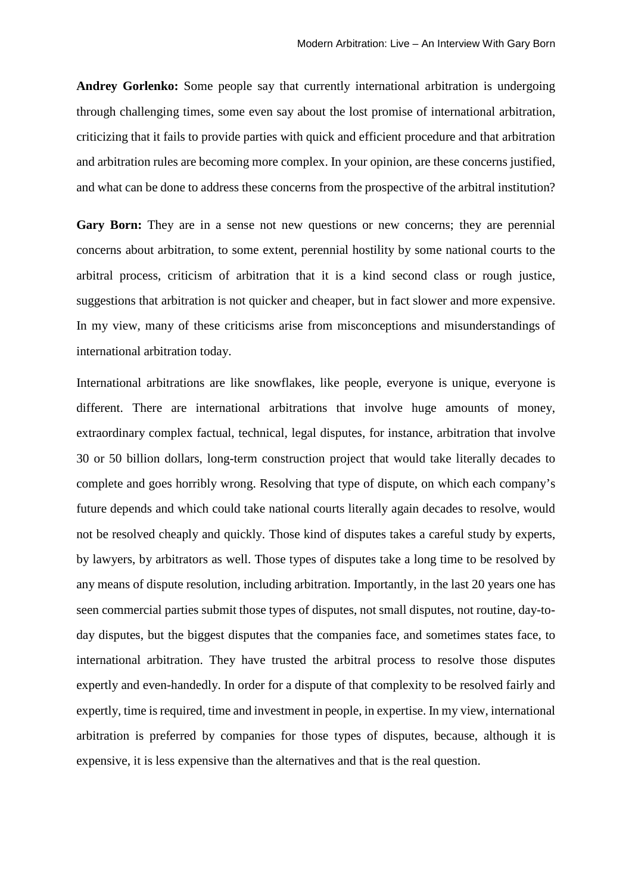**Andrey Gorlenko:** Some people say that currently international arbitration is undergoing through challenging times, some even say about the lost promise of international arbitration, criticizing that it fails to provide parties with quick and efficient procedure and that arbitration and arbitration rules are becoming more complex. In your opinion, are these concerns justified, and what can be done to address these concerns from the prospective of the arbitral institution?

**Gary Born:** They are in a sense not new questions or new concerns; they are perennial concerns about arbitration, to some extent, perennial hostility by some national courts to the arbitral process, criticism of arbitration that it is a kind second class or rough justice, suggestions that arbitration is not quicker and cheaper, but in fact slower and more expensive. In my view, many of these criticisms arise from misconceptions and misunderstandings of international arbitration today.

International arbitrations are like snowflakes, like people, everyone is unique, everyone is different. There are international arbitrations that involve huge amounts of money, extraordinary complex factual, technical, legal disputes, for instance, arbitration that involve 30 or 50 billion dollars, long-term construction project that would take literally decades to complete and goes horribly wrong. Resolving that type of dispute, on which each company's future depends and which could take national courts literally again decades to resolve, would not be resolved cheaply and quickly. Those kind of disputes takes a careful study by experts, by lawyers, by arbitrators as well. Those types of disputes take a long time to be resolved by any means of dispute resolution, including arbitration. Importantly, in the last 20 years one has seen commercial parties submit those types of disputes, not small disputes, not routine, day-to-day disputes, but the biggest disputes that the companies face, and sometimes states face, to international arbitration. They have trusted the arbitral process to resolve those disputes expertly and even-handedly. In order for a dispute of that complexity to be resolved fairly and expertly, time is required, time and investment in people, in expertise. In my view, international arbitration is preferred by companies for those types of disputes, because, although it is expensive, it is less expensive than the alternatives and that is the real question.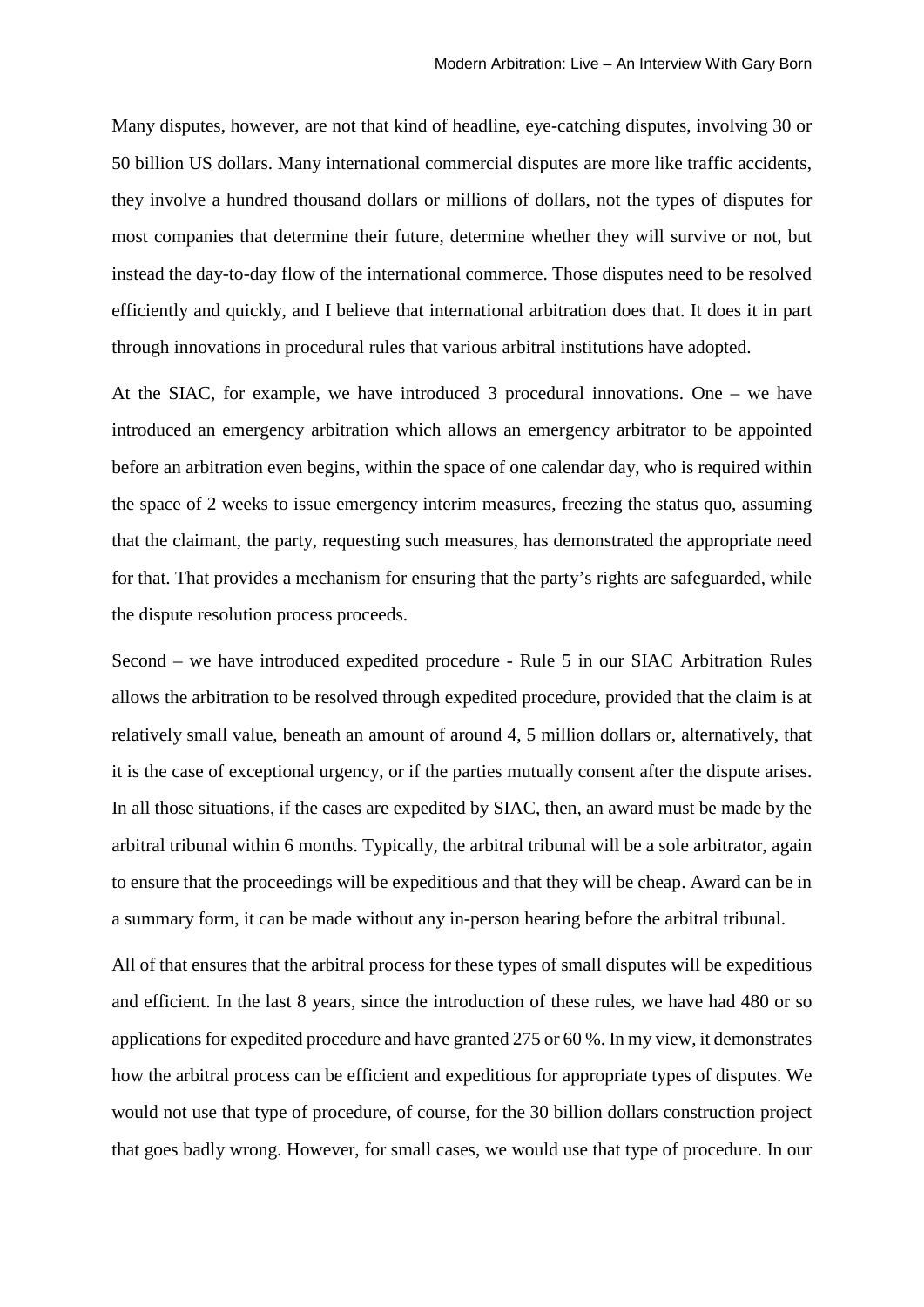Many disputes, however, are not that kind of headline, eye-catching disputes, involving 30 or 50 billion US dollars. Many international commercial disputes are more like traffic accidents, they involve a hundred thousand dollars or millions of dollars, not the types of disputes for most companies that determine their future, determine whether they will survive or not, but instead the day-to-day flow of the international commerce. Those disputes need to be resolved efficiently and quickly, and I believe that international arbitration does that. It does it in part through innovations in procedural rules that various arbitral institutions have adopted.

At the SIAC, for example, we have introduced 3 procedural innovations. One – we have introduced an emergency arbitration which allows an emergency arbitrator to be appointed before an arbitration even begins, within the space of one calendar day, who is required within the space of 2 weeks to issue emergency interim measures, freezing the status quo, assuming that the claimant, the party, requesting such measures, has demonstrated the appropriate need for that. That provides a mechanism for ensuring that the party's rights are safeguarded, while the dispute resolution process proceeds.

Second – we have introduced expedited procedure - Rule 5 in our SIAC Arbitration Rules allows the arbitration to be resolved through expedited procedure, provided that the claim is at relatively small value, beneath an amount of around 4, 5 million dollars or, alternatively, that it is the case of exceptional urgency, or if the parties mutually consent after the dispute arises. In all those situations, if the cases are expedited by SIAC, then, an award must be made by the arbitral tribunal within 6 months. Typically, the arbitral tribunal will be a sole arbitrator, again to ensure that the proceedings will be expeditious and that they will be cheap. Award can be in a summary form, it can be made without any in-person hearing before the arbitral tribunal.

All of that ensures that the arbitral process for these types of small disputes will be expeditious and efficient. In the last 8 years, since the introduction of these rules, we have had 480 or so applications for expedited procedure and have granted 275 or 60 %. In my view, it demonstrates how the arbitral process can be efficient and expeditious for appropriate types of disputes. We would not use that type of procedure, of course, for the 30 billion dollars construction project that goes badly wrong. However, for small cases, we would use that type of procedure. In our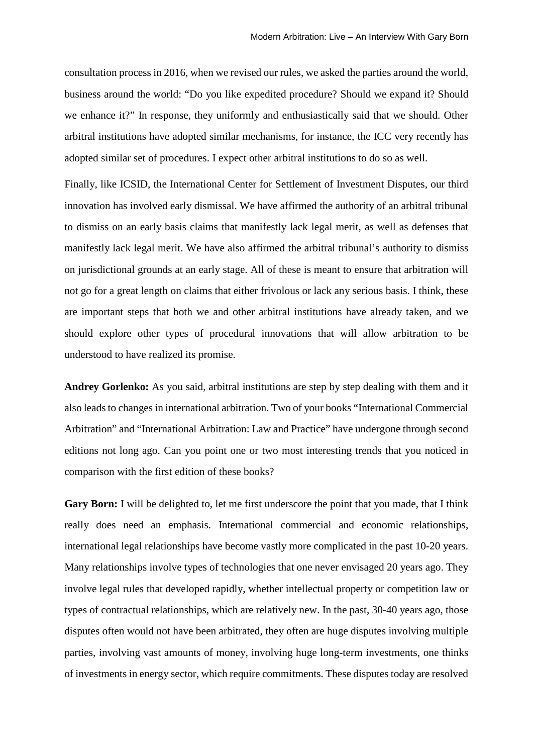consultation process in 2016, when we revised our rules, we asked the parties around the world, business around the world: "Do you like expedited procedure? Should we expand it? Should we enhance it?" In response, they uniformly and enthusiastically said that we should. Other arbitral institutions have adopted similar mechanisms, for instance, the ICC very recently has adopted similar set of procedures. I expect other arbitral institutions to do so as well.

Finally, like ICSID, the International Center for Settlement of Investment Disputes, our third innovation has involved early dismissal. We have affirmed the authority of an arbitral tribunal to dismiss on an early basis claims that manifestly lack legal merit, as well as defenses that manifestly lack legal merit. We have also affirmed the arbitral tribunal's authority to dismiss on jurisdictional grounds at an early stage. All of these is meant to ensure that arbitration will not go for a great length on claims that either frivolous or lack any serious basis. I think, these are important steps that both we and other arbitral institutions have already taken, and we should explore other types of procedural innovations that will allow arbitration to be understood to have realized its promise.

**Andrey Gorlenko:** As you said, arbitral institutions are step by step dealing with them and it also leads to changes in international arbitration. Two of your books "International Commercial Arbitration" and "International Arbitration: Law and Practice" have undergone through second editions not long ago. Can you point one or two most interesting trends that you noticed in comparison with the first edition of these books?

**Gary Born:** I will be delighted to, let me first underscore the point that you made, that I think really does need an emphasis. International commercial and economic relationships, international legal relationships have become vastly more complicated in the past 10-20 years. Many relationships involve types of technologies that one never envisaged 20 years ago. They involve legal rules that developed rapidly, whether intellectual property or competition law or types of contractual relationships, which are relatively new. In the past, 30-40 years ago, those disputes often would not have been arbitrated, they often are huge disputes involving multiple parties, involving vast amounts of money, involving huge long-term investments, one thinks of investments in energy sector, which require commitments. These disputes today are resolved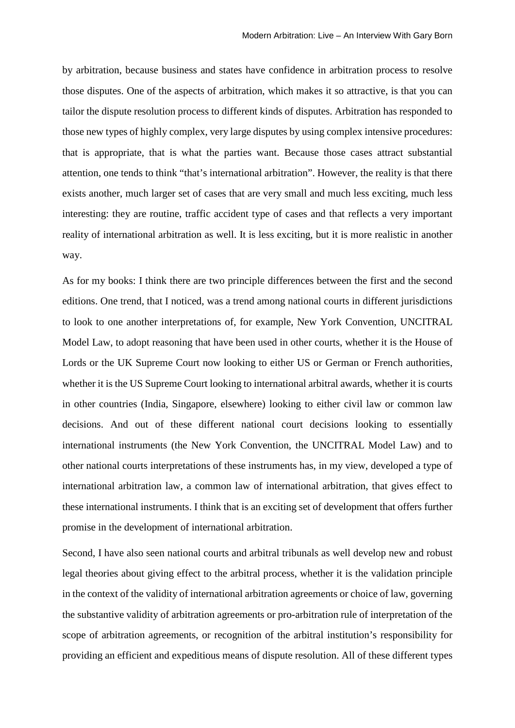by arbitration, because business and states have confidence in arbitration process to resolve those disputes. One of the aspects of arbitration, which makes it so attractive, is that you can tailor the dispute resolution process to different kinds of disputes. Arbitration has responded to those new types of highly complex, very large disputes by using complex intensive procedures: that is appropriate, that is what the parties want. Because those cases attract substantial attention, one tends to think "that's international arbitration". However, the reality is that there exists another, much larger set of cases that are very small and much less exciting, much less interesting: they are routine, traffic accident type of cases and that reflects a very important reality of international arbitration as well. It is less exciting, but it is more realistic in another way.

As for my books: I think there are two principle differences between the first and the second editions. One trend, that I noticed, was a trend among national courts in different jurisdictions to look to one another interpretations of, for example, New York Convention, UNCITRAL Model Law, to adopt reasoning that have been used in other courts, whether it is the House of Lords or the UK Supreme Court now looking to either US or German or French authorities, whether it is the US Supreme Court looking to international arbitral awards, whether it is courts in other countries (India, Singapore, elsewhere) looking to either civil law or common law decisions. And out of these different national court decisions looking to essentially international instruments (the New York Convention, the UNCITRAL Model Law) and to other national courts interpretations of these instruments has, in my view, developed a type of international arbitration law, a common law of international arbitration, that gives effect to these international instruments. I think that is an exciting set of development that offers further promise in the development of international arbitration.

Second, I have also seen national courts and arbitral tribunals as well develop new and robust legal theories about giving effect to the arbitral process, whether it is the validation principle in the context of the validity of international arbitration agreements or choice of law, governing the substantive validity of arbitration agreements or pro-arbitration rule of interpretation of the scope of arbitration agreements, or recognition of the arbitral institution's responsibility for providing an efficient and expeditious means of dispute resolution. All of these different types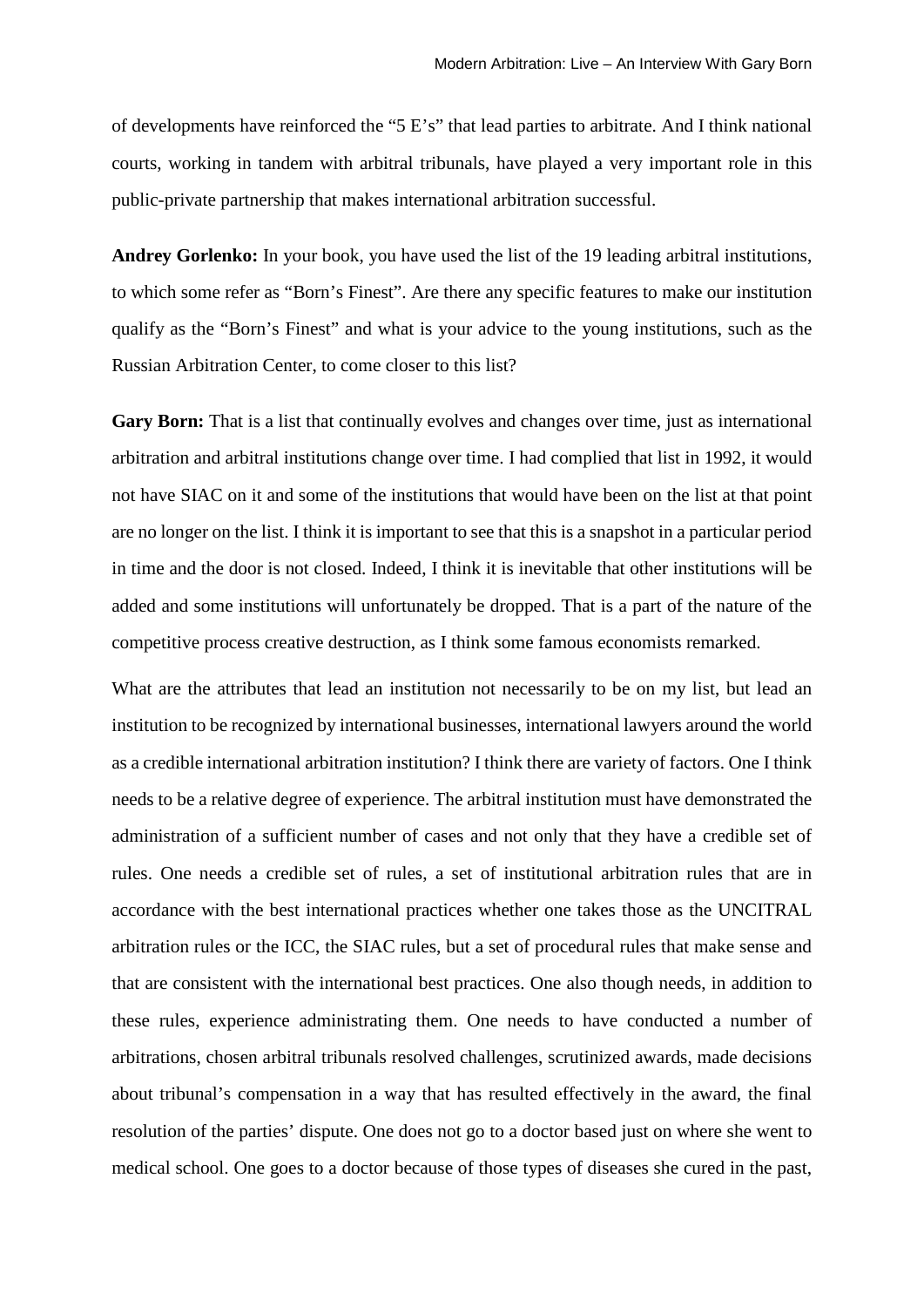of developments have reinforced the "5 E's" that lead parties to arbitrate. And I think national courts, working in tandem with arbitral tribunals, have played a very important role in this public-private partnership that makes international arbitration successful.

**Andrey Gorlenko:** In your book, you have used the list of the 19 leading arbitral institutions, to which some refer as "Born's Finest". Are there any specific features to make our institution qualify as the "Born's Finest" and what is your advice to the young institutions, such as the Russian Arbitration Center, to come closer to this list?

**Gary Born:** That is a list that continually evolves and changes over time, just as international arbitration and arbitral institutions change over time. I had complied that list in 1992, it would not have SIAC on it and some of the institutions that would have been on the list at that point are no longer on the list. I think it is important to see that this is a snapshot in a particular period in time and the door is not closed. Indeed, I think it is inevitable that other institutions will be added and some institutions will unfortunately be dropped. That is a part of the nature of the competitive process creative destruction, as I think some famous economists remarked.

What are the attributes that lead an institution not necessarily to be on my list, but lead an institution to be recognized by international businesses, international lawyers around the world as a credible international arbitration institution? I think there are variety of factors. One I think needs to be a relative degree of experience. The arbitral institution must have demonstrated the administration of a sufficient number of cases and not only that they have a credible set of rules. One needs a credible set of rules, a set of institutional arbitration rules that are in accordance with the best international practices whether one takes those as the UNCITRAL arbitration rules or the ICC, the SIAC rules, but a set of procedural rules that make sense and that are consistent with the international best practices. One also though needs, in addition to these rules, experience administrating them. One needs to have conducted a number of arbitrations, chosen arbitral tribunals resolved challenges, scrutinized awards, made decisions about tribunal's compensation in a way that has resulted effectively in the award, the final resolution of the parties' dispute. One does not go to a doctor based just on where she went to medical school. One goes to a doctor because of those types of diseases she cured in the past,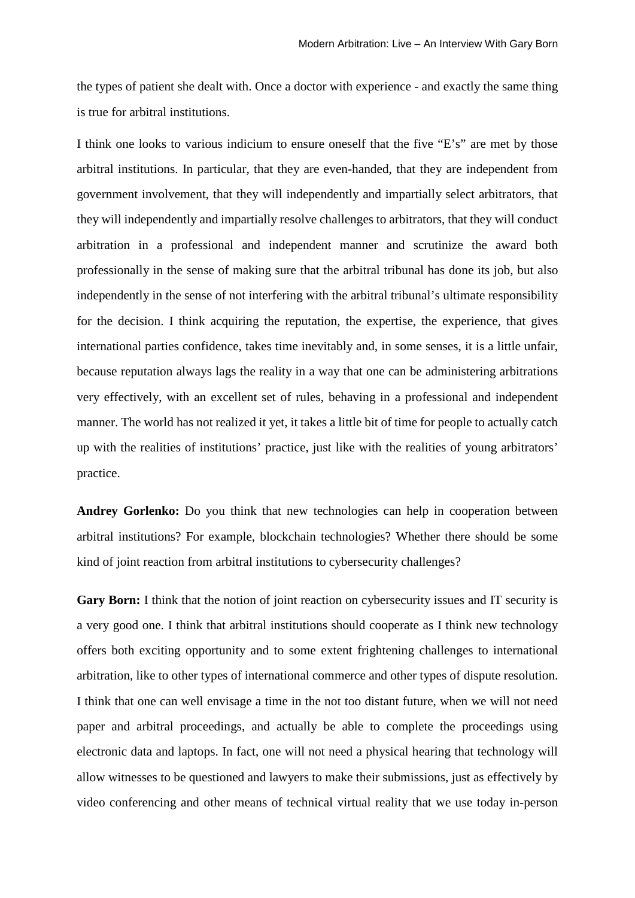the types of patient she dealt with. Once a doctor with experience - and exactly the same thing is true for arbitral institutions.

I think one looks to various indicium to ensure oneself that the five "E's" are met by those arbitral institutions. In particular, that they are even-handed, that they are independent from government involvement, that they will independently and impartially select arbitrators, that they will independently and impartially resolve challenges to arbitrators, that they will conduct arbitration in a professional and independent manner and scrutinize the award both professionally in the sense of making sure that the arbitral tribunal has done its job, but also independently in the sense of not interfering with the arbitral tribunal's ultimate responsibility for the decision. I think acquiring the reputation, the expertise, the experience, that gives international parties confidence, takes time inevitably and, in some senses, it is a little unfair, because reputation always lags the reality in a way that one can be administering arbitrations very effectively, with an excellent set of rules, behaving in a professional and independent manner. The world has not realized it yet, it takes a little bit of time for people to actually catch up with the realities of institutions' practice, just like with the realities of young arbitrators' practice.

**Andrey Gorlenko:** Do you think that new technologies can help in cooperation between arbitral institutions? For example, blockchain technologies? Whether there should be some kind of joint reaction from arbitral institutions to cybersecurity challenges?

**Gary Born:** I think that the notion of joint reaction on cybersecurity issues and IT security is a very good one. I think that arbitral institutions should cooperate as I think new technology offers both exciting opportunity and to some extent frightening challenges to international arbitration, like to other types of international commerce and other types of dispute resolution. I think that one can well envisage a time in the not too distant future, when we will not need paper and arbitral proceedings, and actually be able to complete the proceedings using electronic data and laptops. In fact, one will not need a physical hearing that technology will allow witnesses to be questioned and lawyers to make their submissions, just as effectively by video conferencing and other means of technical virtual reality that we use today in-person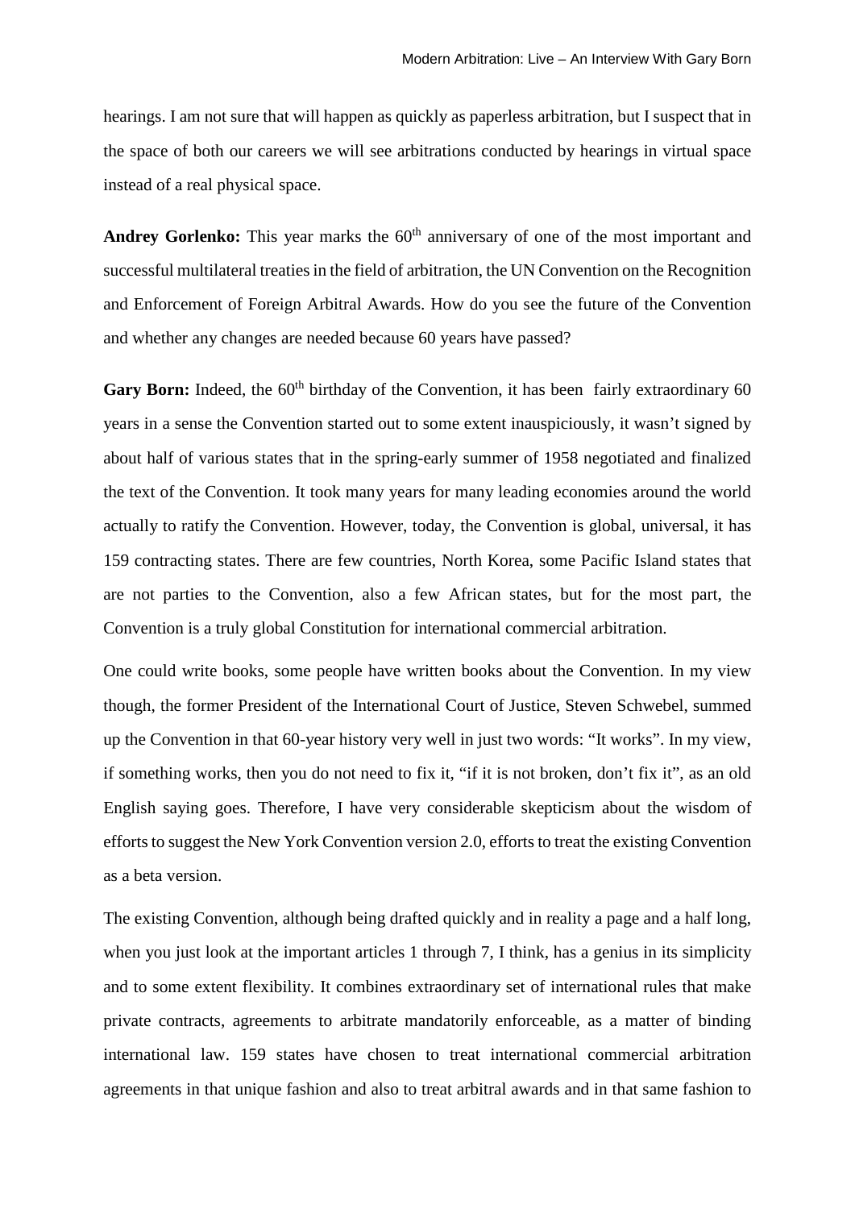hearings. I am not sure that will happen as quickly as paperless arbitration, but I suspect that in the space of both our careers we will see arbitrations conducted by hearings in virtual space instead of a real physical space.

**Andrey Gorlenko:** This year marks the 60th anniversary of one of the most important and successful multilateral treaties in the field of arbitration, the UN Convention on the Recognition and Enforcement of Foreign Arbitral Awards. How do you see the future of the Convention and whether any changes are needed because 60 years have passed?

**Gary Born:** Indeed, the 60th birthday of the Convention, it has been fairly extraordinary 60 years in a sense the Convention started out to some extent inauspiciously, it wasn't signed by about half of various states that in the spring-early summer of 1958 negotiated and finalized the text of the Convention. It took many years for many leading economies around the world actually to ratify the Convention. However, today, the Convention is global, universal, it has 159 contracting states. There are few countries, North Korea, some Pacific Island states that are not parties to the Convention, also a few African states, but for the most part, the Convention is a truly global Constitution for international commercial arbitration.

One could write books, some people have written books about the Convention. In my view though, the former President of the International Court of Justice, Steven Schwebel, summed up the Convention in that 60-year history very well in just two words: "It works". In my view, if something works, then you do not need to fix it, "if it is not broken, don't fix it", as an old English saying goes. Therefore, I have very considerable skepticism about the wisdom of efforts to suggest the New York Convention version 2.0, efforts to treat the existing Convention as a beta version.

The existing Convention, although being drafted quickly and in reality a page and a half long, when you just look at the important articles 1 through 7, I think, has a genius in its simplicity and to some extent flexibility. It combines extraordinary set of international rules that make private contracts, agreements to arbitrate mandatorily enforceable, as a matter of binding international law. 159 states have chosen to treat international commercial arbitration agreements in that unique fashion and also to treat arbitral awards and in that same fashion to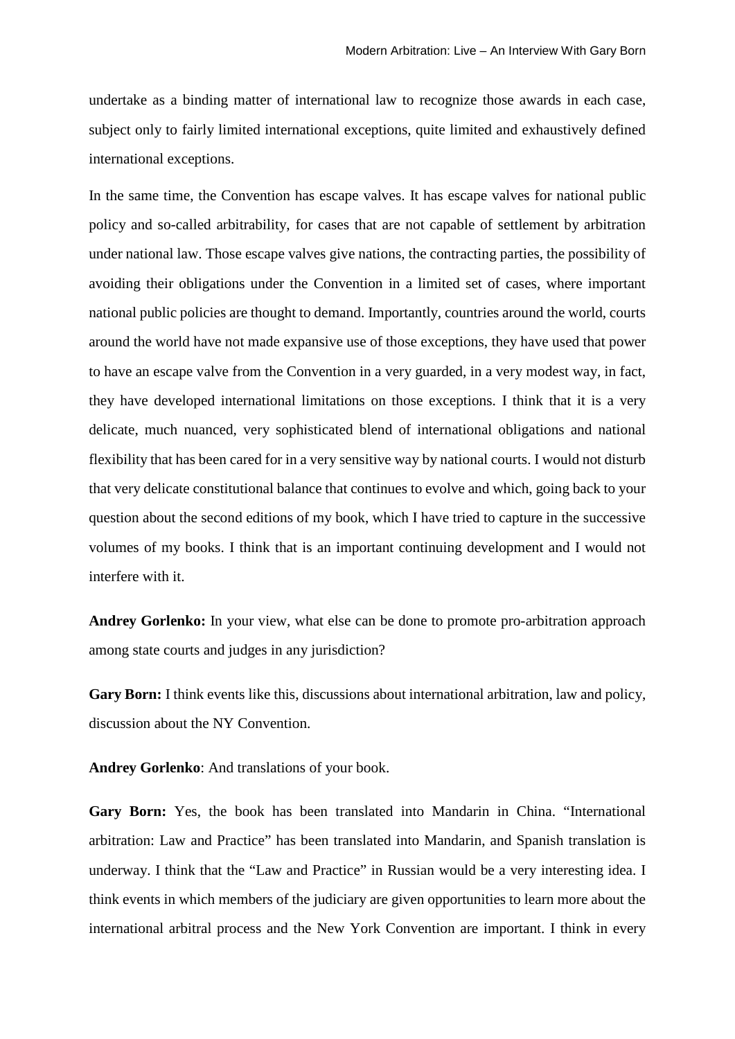undertake as a binding matter of international law to recognize those awards in each case, subject only to fairly limited international exceptions, quite limited and exhaustively defined international exceptions.

In the same time, the Convention has escape valves. It has escape valves for national public policy and so-called arbitrability, for cases that are not capable of settlement by arbitration under national law. Those escape valves give nations, the contracting parties, the possibility of avoiding their obligations under the Convention in a limited set of cases, where important national public policies are thought to demand. Importantly, countries around the world, courts around the world have not made expansive use of those exceptions, they have used that power to have an escape valve from the Convention in a very guarded, in a very modest way, in fact, they have developed international limitations on those exceptions. I think that it is a very delicate, much nuanced, very sophisticated blend of international obligations and national flexibility that has been cared for in a very sensitive way by national courts. I would not disturb that very delicate constitutional balance that continues to evolve and which, going back to your question about the second editions of my book, which I have tried to capture in the successive volumes of my books. I think that is an important continuing development and I would not interfere with it.

**Andrey Gorlenko:** In your view, what else can be done to promote pro-arbitration approach among state courts and judges in any jurisdiction?

**Gary Born:** I think events like this, discussions about international arbitration, law and policy, discussion about the NY Convention.

**Andrey Gorlenko**: And translations of your book.

**Gary Born:** Yes, the book has been translated into Mandarin in China. "International arbitration: Law and Practice" has been translated into Mandarin, and Spanish translation is underway. I think that the "Law and Practice" in Russian would be a very interesting idea. I think events in which members of the judiciary are given opportunities to learn more about the international arbitral process and the New York Convention are important. I think in every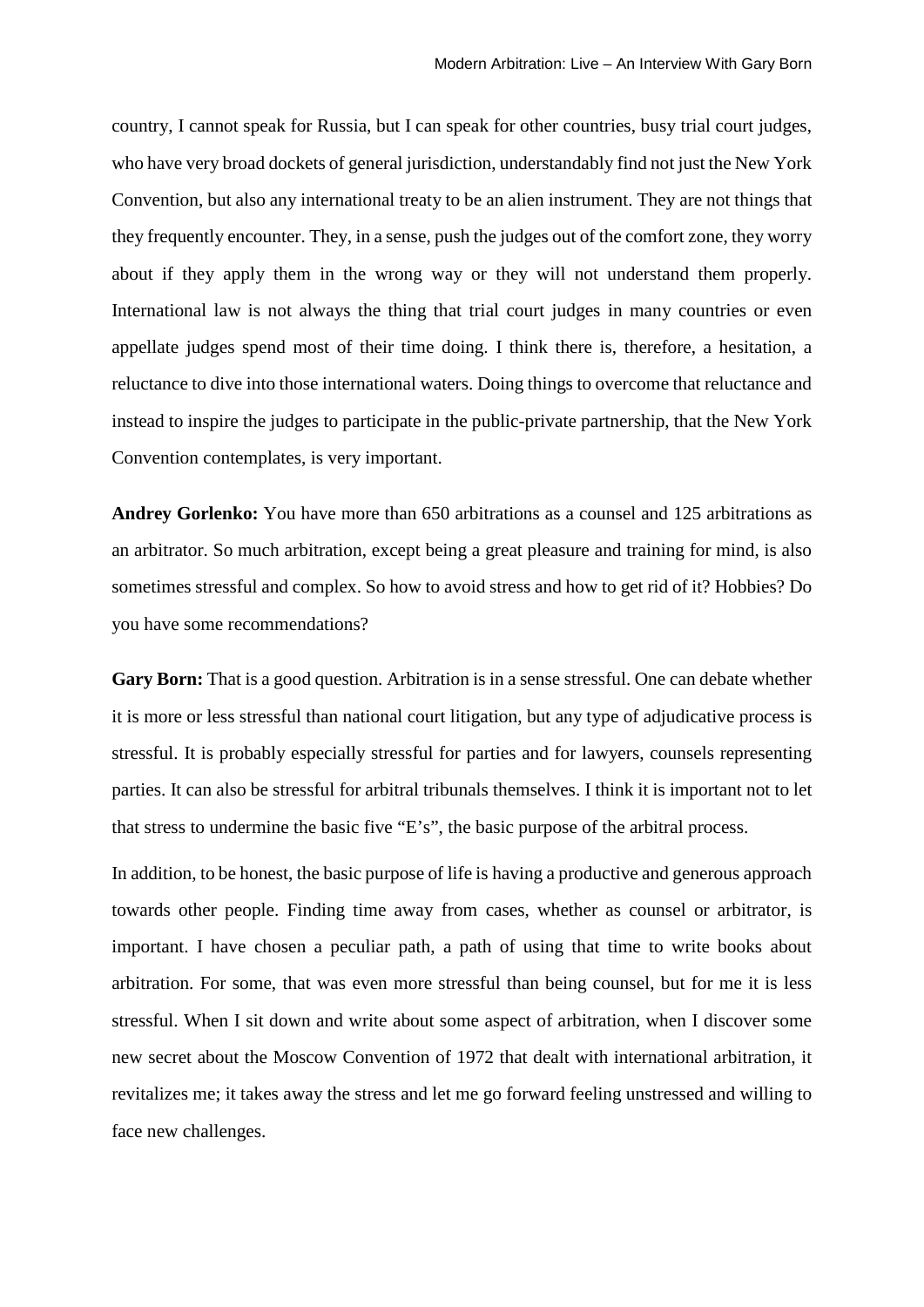country, I cannot speak for Russia, but I can speak for other countries, busy trial court judges, who have very broad dockets of general jurisdiction, understandably find not just the New York Convention, but also any international treaty to be an alien instrument. They are not things that they frequently encounter. They, in a sense, push the judges out of the comfort zone, they worry about if they apply them in the wrong way or they will not understand them properly. International law is not always the thing that trial court judges in many countries or even appellate judges spend most of their time doing. I think there is, therefore, a hesitation, a reluctance to dive into those international waters. Doing things to overcome that reluctance and instead to inspire the judges to participate in the public-private partnership, that the New York Convention contemplates, is very important.

**Andrey Gorlenko:** You have more than 650 arbitrations as a counsel and 125 arbitrations as an arbitrator. So much arbitration, except being a great pleasure and training for mind, is also sometimes stressful and complex. So how to avoid stress and how to get rid of it? Hobbies? Do you have some recommendations?

**Gary Born:** That is a good question. Arbitration is in a sense stressful. One can debate whether it is more or less stressful than national court litigation, but any type of adjudicative process is stressful. It is probably especially stressful for parties and for lawyers, counsels representing parties. It can also be stressful for arbitral tribunals themselves. I think it is important not to let that stress to undermine the basic five "E's", the basic purpose of the arbitral process.

In addition, to be honest, the basic purpose of life is having a productive and generous approach towards other people. Finding time away from cases, whether as counsel or arbitrator, is important. I have chosen a peculiar path, a path of using that time to write books about arbitration. For some, that was even more stressful than being counsel, but for me it is less stressful. When I sit down and write about some aspect of arbitration, when I discover some new secret about the Moscow Convention of 1972 that dealt with international arbitration, it revitalizes me; it takes away the stress and let me go forward feeling unstressed and willing to face new challenges.